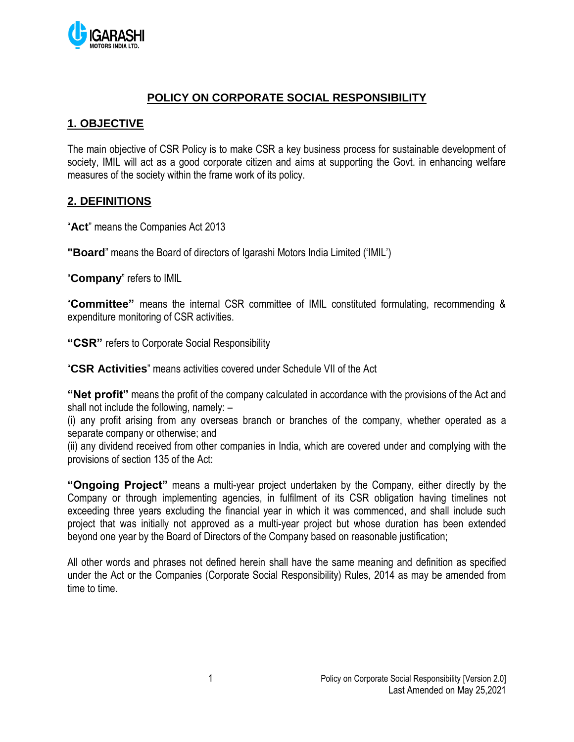# POLICY ON CORPORATE SOCIAL RESPONSIBILITY

## 1. OBJECTIVE

The main objective of CSR Policy is to make CSR a key business process for sustainable development of society, IMIL will act as a good corporate citizen and aims at supporting the Govt. in enhancing welfare measures of the society within the frame work of its policy.

## 2. DEFINITIONS

"**Act**" means the Companies Act 2013

**"Board**" means the Board of directors of Igarashi Motors India Limited ('IMIL')

"**Company**" refers to IMIL

"**Committee"** means the internal CSR committee of IMIL constituted formulating, recommending & expenditure monitoring of CSR activities.

**"CSR"** refers to Corporate Social Responsibility

"**CSR Activities**" means activities covered under Schedule VII of the Act

**"Net profit"** means the profit of the company calculated in accordance with the provisions of the Act and shall not include the following, namely: –
(i) any profit arising from any overseas branch or branches of the company, whether operated as a separate company or otherwise; and
(ii) any dividend received from other companies in India, which are covered under and complying with the provisions of section 135 of the Act:

**"Ongoing Project"** means a multi-year project undertaken by the Company, either directly by the Company or through implementing agencies, in fulfilment of its CSR obligation having timelines not exceeding three years excluding the financial year in which it was commenced, and shall include such project that was initially not approved as a multi-year project but whose duration has been extended beyond one year by the Board of Directors of the Company based on reasonable justification;

All other words and phrases not defined herein shall have the same meaning and definition as specified under the Act or the Companies (Corporate Social Responsibility) Rules, 2014 as may be amended from time to time.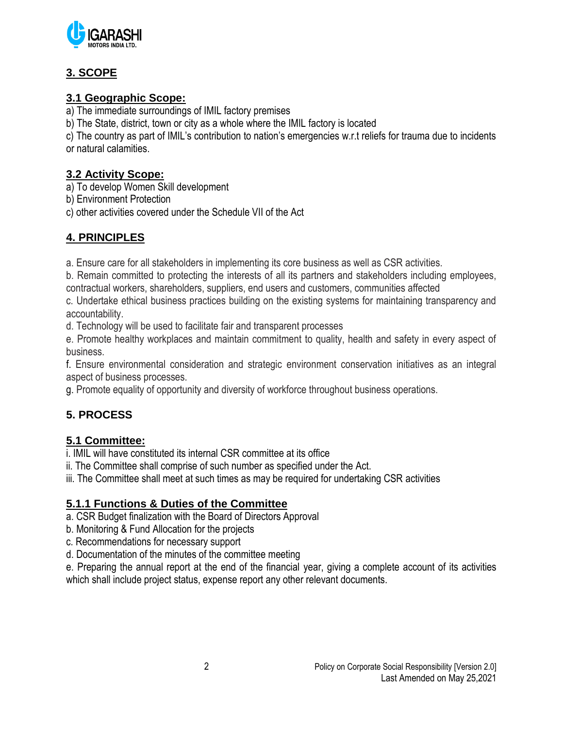## 3. SCOPE

### 3.1 Geographic Scope:

a) The immediate surroundings of IMIL factory premises
b) The State, district, town or city as a whole where the IMIL factory is located
c) The country as part of IMIL's contribution to nation's emergencies w.r.t reliefs for trauma due to incidents or natural calamities.

### 3.2 Activity Scope:

a) To develop Women Skill development
b) Environment Protection
c) other activities covered under the Schedule VII of the Act

## 4. PRINCIPLES

a. Ensure care for all stakeholders in implementing its core business as well as CSR activities.
b. Remain committed to protecting the interests of all its partners and stakeholders including employees, contractual workers, shareholders, suppliers, end users and customers, communities affected
c. Undertake ethical business practices building on the existing systems for maintaining transparency and accountability.
d. Technology will be used to facilitate fair and transparent processes
e. Promote healthy workplaces and maintain commitment to quality, health and safety in every aspect of business.
f. Ensure environmental consideration and strategic environment conservation initiatives as an integral aspect of business processes.
g. Promote equality of opportunity and diversity of workforce throughout business operations.

## 5. PROCESS

### 5.1 Committee:

i. IMIL will have constituted its internal CSR committee at its office
ii. The Committee shall comprise of such number as specified under the Act.
iii. The Committee shall meet at such times as may be required for undertaking CSR activities

#### 5.1.1 Functions & Duties of the Committee

a. CSR Budget finalization with the Board of Directors Approval
b. Monitoring & Fund Allocation for the projects
c. Recommendations for necessary support
d. Documentation of the minutes of the committee meeting
e. Preparing the annual report at the end of the financial year, giving a complete account of its activities which shall include project status, expense report any other relevant documents.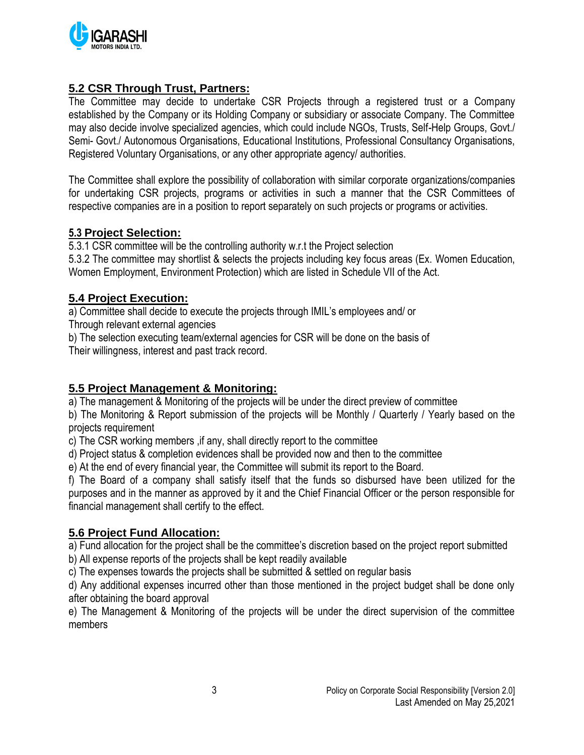## 5.2 CSR Through Trust, Partners:

The Committee may decide to undertake CSR Projects through a registered trust or a Company established by the Company or its Holding Company or subsidiary or associate Company. The Committee may also decide involve specialized agencies, which could include NGOs, Trusts, Self-Help Groups, Govt./ Semi- Govt./ Autonomous Organisations, Educational Institutions, Professional Consultancy Organisations, Registered Voluntary Organisations, or any other appropriate agency/ authorities.

The Committee shall explore the possibility of collaboration with similar corporate organizations/companies for undertaking CSR projects, programs or activities in such a manner that the CSR Committees of respective companies are in a position to report separately on such projects or programs or activities.

## 5.3 Project Selection:

5.3.1 CSR committee will be the controlling authority w.r.t the Project selection

5.3.2 The committee may shortlist & selects the projects including key focus areas (Ex. Women Education, Women Employment, Environment Protection) which are listed in Schedule VII of the Act.

## 5.4 Project Execution:

a) Committee shall decide to execute the projects through IMIL's employees and/ or Through relevant external agencies

b) The selection executing team/external agencies for CSR will be done on the basis of Their willingness, interest and past track record.

## 5.5 Project Management & Monitoring:

a) The management & Monitoring of the projects will be under the direct preview of committee

b) The Monitoring & Report submission of the projects will be Monthly / Quarterly / Yearly based on the projects requirement

c) The CSR working members ,if any, shall directly report to the committee

d) Project status & completion evidences shall be provided now and then to the committee

e) At the end of every financial year, the Committee will submit its report to the Board.

f) The Board of a company shall satisfy itself that the funds so disbursed have been utilized for the purposes and in the manner as approved by it and the Chief Financial Officer or the person responsible for financial management shall certify to the effect.

## 5.6 Project Fund Allocation:

a) Fund allocation for the project shall be the committee's discretion based on the project report submitted

b) All expense reports of the projects shall be kept readily available

c) The expenses towards the projects shall be submitted & settled on regular basis

d) Any additional expenses incurred other than those mentioned in the project budget shall be done only after obtaining the board approval

e) The Management & Monitoring of the projects will be under the direct supervision of the committee members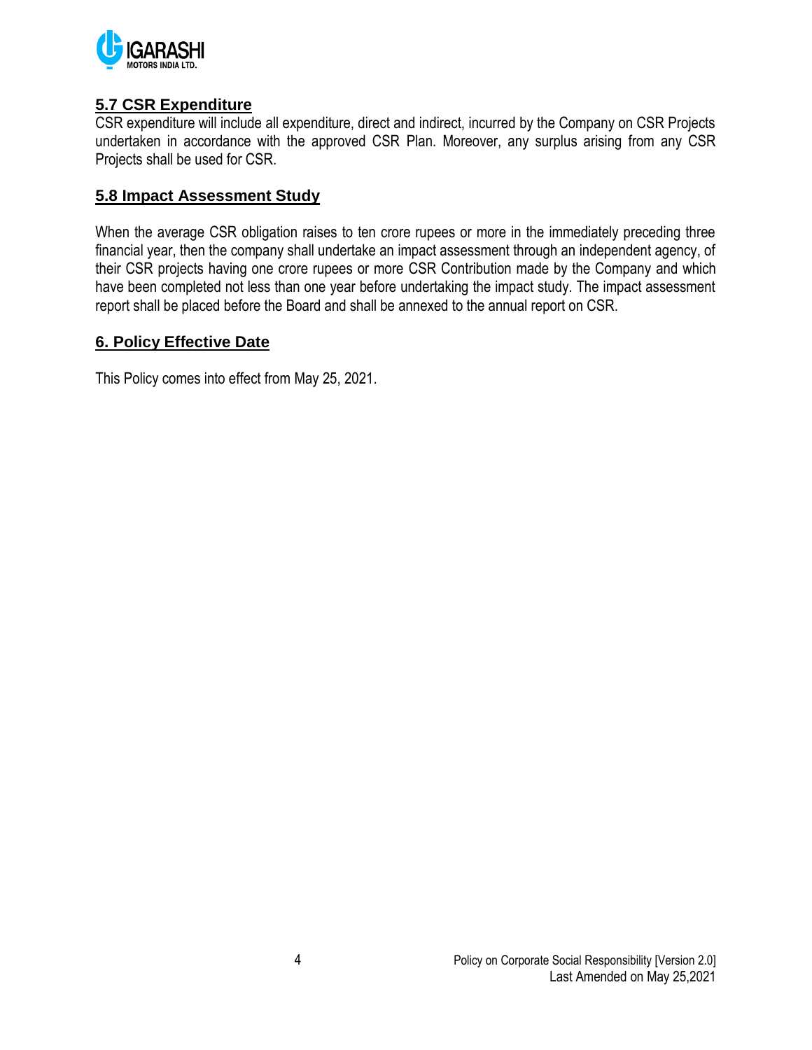## 5.7 CSR Expenditure

CSR expenditure will include all expenditure, direct and indirect, incurred by the Company on CSR Projects undertaken in accordance with the approved CSR Plan. Moreover, any surplus arising from any CSR Projects shall be used for CSR.

## 5.8 Impact Assessment Study

When the average CSR obligation raises to ten crore rupees or more in the immediately preceding three financial year, then the company shall undertake an impact assessment through an independent agency, of their CSR projects having one crore rupees or more CSR Contribution made by the Company and which have been completed not less than one year before undertaking the impact study. The impact assessment report shall be placed before the Board and shall be annexed to the annual report on CSR.

## 6. Policy Effective Date

This Policy comes into effect from May 25, 2021.